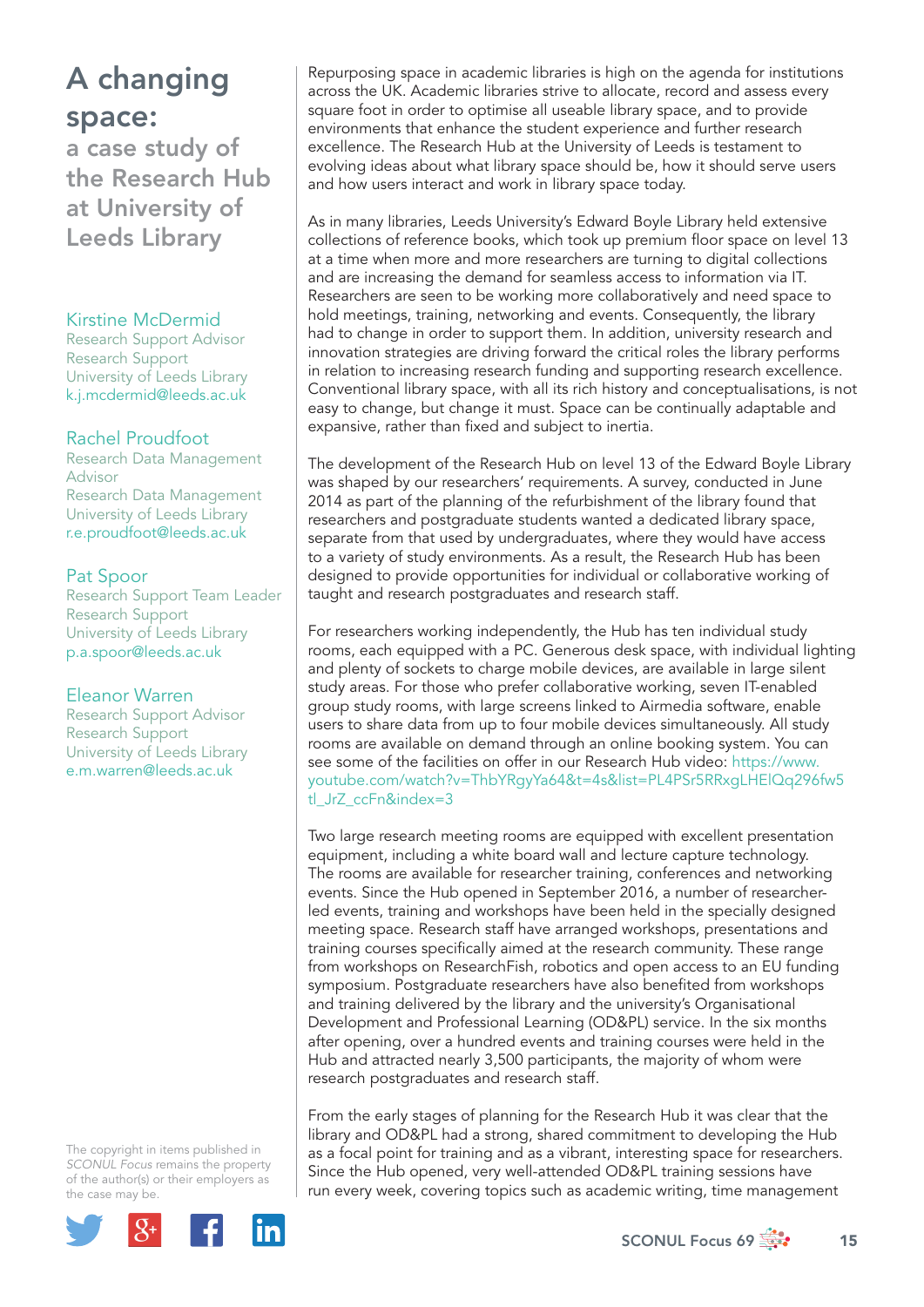# A changing space:

## a case study of the Research Hub at University of Leeds Library

**Kirstine McDermid**
Research Support Advisor
Research Support
University of Leeds Library
k.j.mcdermid@leeds.ac.uk

**Rachel Proudfoot**
Research Data Management Advisor
Research Data Management
University of Leeds Library
r.e.proudfoot@leeds.ac.uk

**Pat Spoor**
Research Support Team Leader
Research Support
University of Leeds Library
p.a.spoor@leeds.ac.uk

**Eleanor Warren**
Research Support Advisor
Research Support
University of Leeds Library
e.m.warren@leeds.ac.uk

Repurposing space in academic libraries is high on the agenda for institutions across the UK. Academic libraries strive to allocate, record and assess every square foot in order to optimise all useable library space, and to provide environments that enhance the student experience and further research excellence. The Research Hub at the University of Leeds is testament to evolving ideas about what library space should be, how it should serve users and how users interact and work in library space today.

As in many libraries, Leeds University's Edward Boyle Library held extensive collections of reference books, which took up premium floor space on level 13 at a time when more and more researchers are turning to digital collections and are increasing the demand for seamless access to information via IT. Researchers are seen to be working more collaboratively and need space to hold meetings, training, networking and events. Consequently, the library had to change in order to support them. In addition, university research and innovation strategies are driving forward the critical roles the library performs in relation to increasing research funding and supporting research excellence. Conventional library space, with all its rich history and conceptualisations, is not easy to change, but change it must. Space can be continually adaptable and expansive, rather than fixed and subject to inertia.

The development of the Research Hub on level 13 of the Edward Boyle Library was shaped by our researchers' requirements. A survey, conducted in June 2014 as part of the planning of the refurbishment of the library found that researchers and postgraduate students wanted a dedicated library space, separate from that used by undergraduates, where they would have access to a variety of study environments. As a result, the Research Hub has been designed to provide opportunities for individual or collaborative working of taught and research postgraduates and research staff.

For researchers working independently, the Hub has ten individual study rooms, each equipped with a PC. Generous desk space, with individual lighting and plenty of sockets to charge mobile devices, are available in large silent study areas. For those who prefer collaborative working, seven IT-enabled group study rooms, with large screens linked to Airmedia software, enable users to share data from up to four mobile devices simultaneously. All study rooms are available on demand through an online booking system. You can see some of the facilities on offer in our Research Hub video: https://www.youtube.com/watch?v=ThbYRgyYa64&t=4s&list=PL4PSr5RRxgLHElQq296fw5tl_JrZ_ccFn&index=3

Two large research meeting rooms are equipped with excellent presentation equipment, including a white board wall and lecture capture technology. The rooms are available for researcher training, conferences and networking events. Since the Hub opened in September 2016, a number of researcher-led events, training and workshops have been held in the specially designed meeting space. Research staff have arranged workshops, presentations and training courses specifically aimed at the research community. These range from workshops on ResearchFish, robotics and open access to an EU funding symposium. Postgraduate researchers have also benefited from workshops and training delivered by the library and the university's Organisational Development and Professional Learning (OD&PL) service. In the six months after opening, over a hundred events and training courses were held in the Hub and attracted nearly 3,500 participants, the majority of whom were research postgraduates and research staff.

From the early stages of planning for the Research Hub it was clear that the library and OD&PL had a strong, shared commitment to developing the Hub as a focal point for training and as a vibrant, interesting space for researchers. Since the Hub opened, very well-attended OD&PL training sessions have run every week, covering topics such as academic writing, time management

The copyright in items published in *SCONUL Focus* remains the property of the author(s) or their employers as the case may be.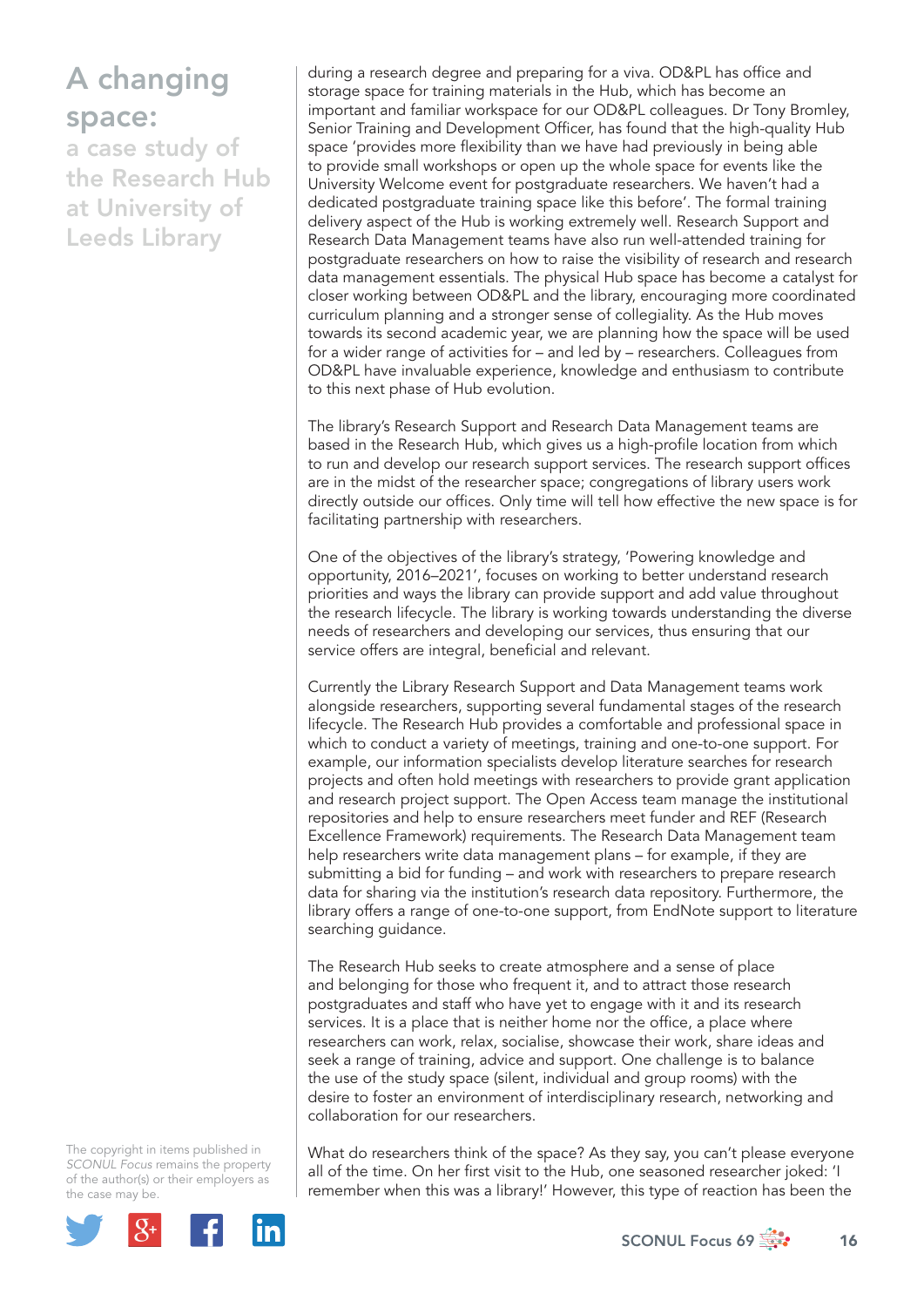during a research degree and preparing for a viva. OD&PL has office and storage space for training materials in the Hub, which has become an important and familiar workspace for our OD&PL colleagues. Dr Tony Bromley, Senior Training and Development Officer, has found that the high-quality Hub space 'provides more flexibility than we have had previously in being able to provide small workshops or open up the whole space for events like the University Welcome event for postgraduate researchers. We haven't had a dedicated postgraduate training space like this before'. The formal training delivery aspect of the Hub is working extremely well. Research Support and Research Data Management teams have also run well-attended training for postgraduate researchers on how to raise the visibility of research and research data management essentials. The physical Hub space has become a catalyst for closer working between OD&PL and the library, encouraging more coordinated curriculum planning and a stronger sense of collegiality. As the Hub moves towards its second academic year, we are planning how the space will be used for a wider range of activities for – and led by – researchers. Colleagues from OD&PL have invaluable experience, knowledge and enthusiasm to contribute to this next phase of Hub evolution.

The library's Research Support and Research Data Management teams are based in the Research Hub, which gives us a high-profile location from which to run and develop our research support services. The research support offices are in the midst of the researcher space; congregations of library users work directly outside our offices. Only time will tell how effective the new space is for facilitating partnership with researchers.

One of the objectives of the library's strategy, 'Powering knowledge and opportunity, 2016–2021', focuses on working to better understand research priorities and ways the library can provide support and add value throughout the research lifecycle. The library is working towards understanding the diverse needs of researchers and developing our services, thus ensuring that our service offers are integral, beneficial and relevant.

Currently the Library Research Support and Data Management teams work alongside researchers, supporting several fundamental stages of the research lifecycle. The Research Hub provides a comfortable and professional space in which to conduct a variety of meetings, training and one-to-one support. For example, our information specialists develop literature searches for research projects and often hold meetings with researchers to provide grant application and research project support. The Open Access team manage the institutional repositories and help to ensure researchers meet funder and REF (Research Excellence Framework) requirements. The Research Data Management team help researchers write data management plans – for example, if they are submitting a bid for funding – and work with researchers to prepare research data for sharing via the institution's research data repository. Furthermore, the library offers a range of one-to-one support, from EndNote support to literature searching guidance.

The Research Hub seeks to create atmosphere and a sense of place and belonging for those who frequent it, and to attract those research postgraduates and staff who have yet to engage with it and its research services. It is a place that is neither home nor the office, a place where researchers can work, relax, socialise, showcase their work, share ideas and seek a range of training, advice and support. One challenge is to balance the use of the study space (silent, individual and group rooms) with the desire to foster an environment of interdisciplinary research, networking and collaboration for our researchers.

What do researchers think of the space? As they say, you can't please everyone all of the time. On her first visit to the Hub, one seasoned researcher joked: 'I remember when this was a library!' However, this type of reaction has been the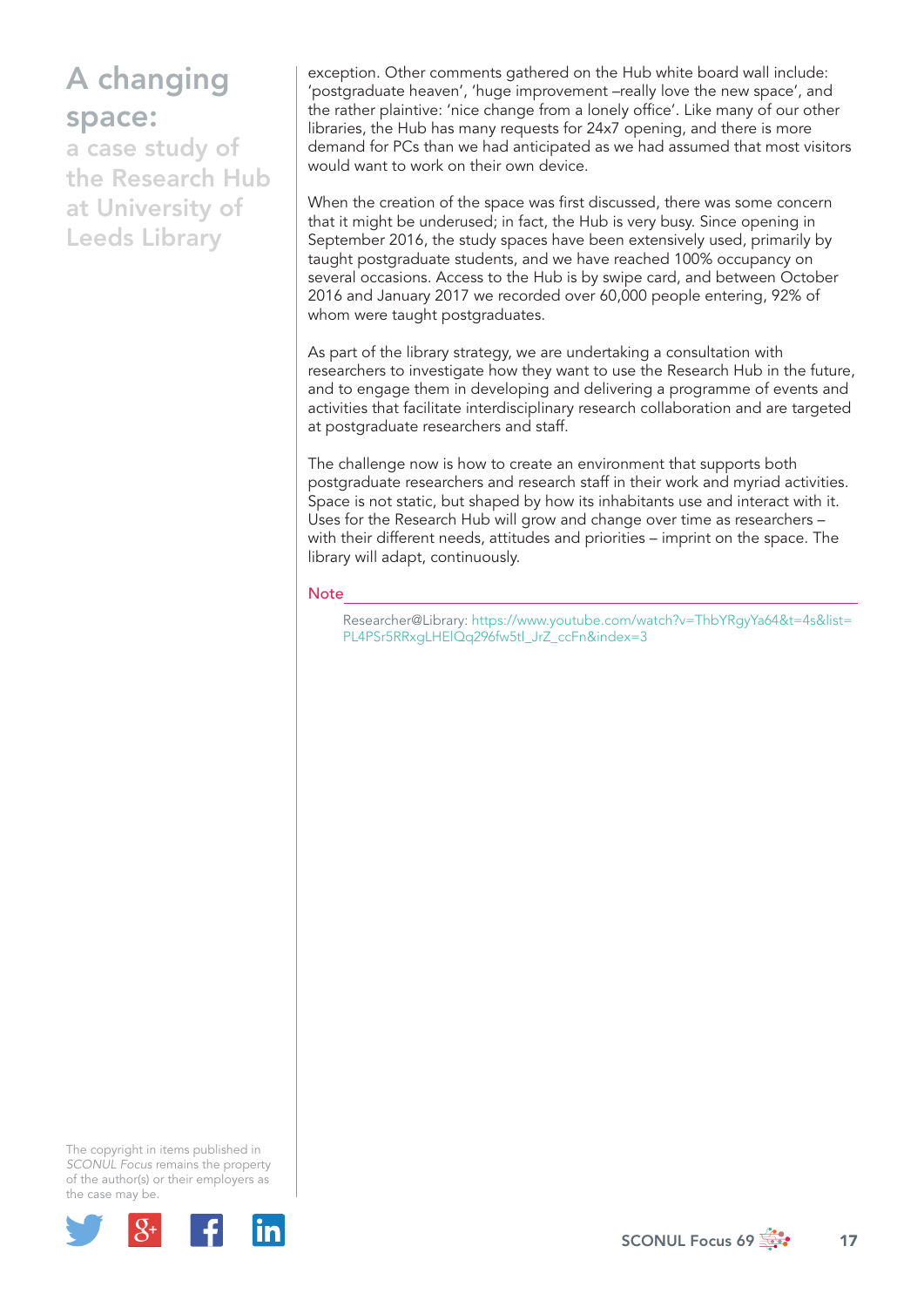exception. Other comments gathered on the Hub white board wall include: 'postgraduate heaven', 'huge improvement –really love the new space', and the rather plaintive: 'nice change from a lonely office'. Like many of our other libraries, the Hub has many requests for 24x7 opening, and there is more demand for PCs than we had anticipated as we had assumed that most visitors would want to work on their own device.

When the creation of the space was first discussed, there was some concern that it might be underused; in fact, the Hub is very busy. Since opening in September 2016, the study spaces have been extensively used, primarily by taught postgraduate students, and we have reached 100% occupancy on several occasions. Access to the Hub is by swipe card, and between October 2016 and January 2017 we recorded over 60,000 people entering, 92% of whom were taught postgraduates.

As part of the library strategy, we are undertaking a consultation with researchers to investigate how they want to use the Research Hub in the future, and to engage them in developing and delivering a programme of events and activities that facilitate interdisciplinary research collaboration and are targeted at postgraduate researchers and staff.

The challenge now is how to create an environment that supports both postgraduate researchers and research staff in their work and myriad activities. Space is not static, but shaped by how its inhabitants use and interact with it. Uses for the Research Hub will grow and change over time as researchers – with their different needs, attitudes and priorities – imprint on the space. The library will adapt, continuously.

## Note

Researcher@Library: https://www.youtube.com/watch?v=ThbYRgyYa64&t=4s&list=PL4PSr5RRxgLHEIQq296fw5tl_JrZ_ccFn&index=3

The copyright in items published in *SCONUL Focus* remains the property of the author(s) or their employers as the case may be.